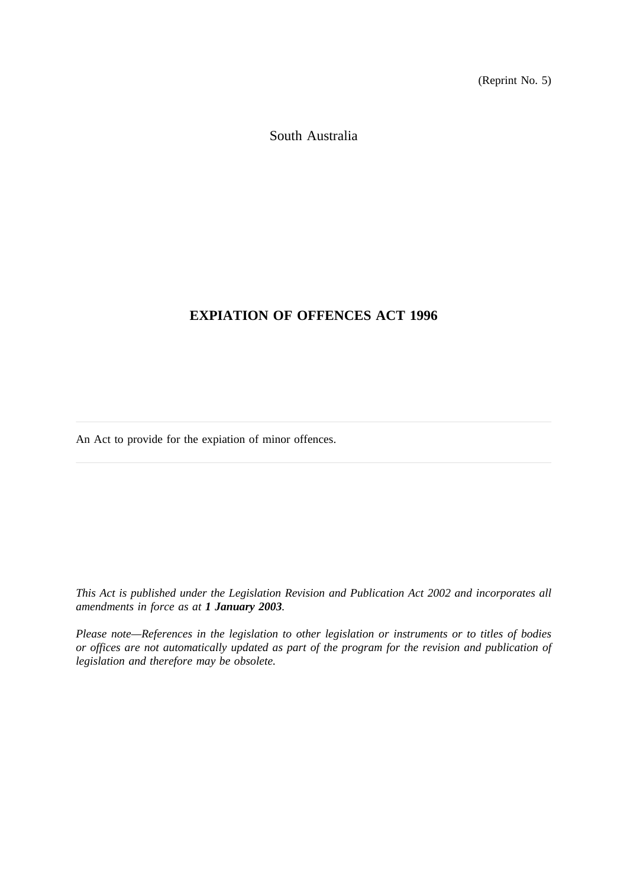(Reprint No. 5)

South Australia

# EXPIATION OF OFFENCES ACT 1996

---

An Act to provide for the expiation of minor offences.

---

*This Act is published under the Legislation Revision and Publication Act 2002 and incorporates all amendments in force as at **1 January 2003**.*

*Please note—References in the legislation to other legislation or instruments or to titles of bodies or offices are not automatically updated as part of the program for the revision and publication of legislation and therefore may be obsolete.*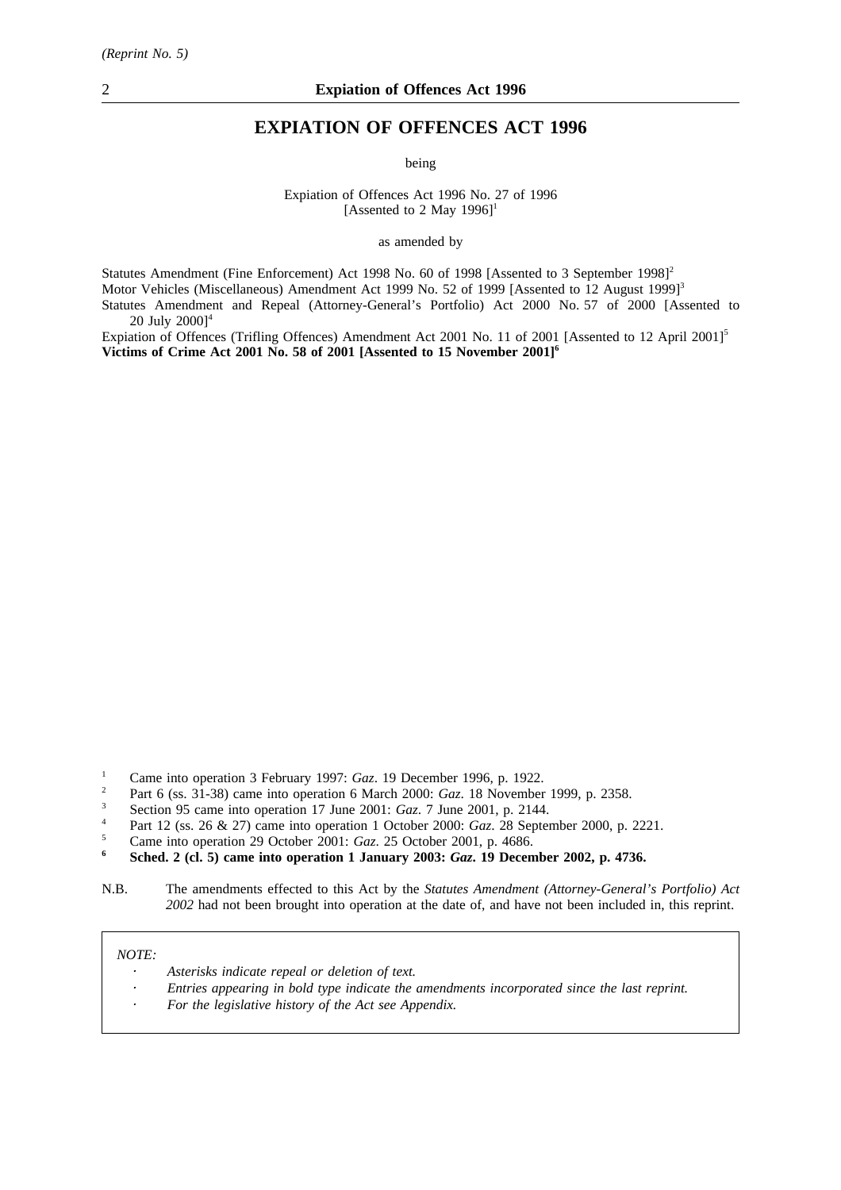*(Reprint No. 5)*

# EXPIATION OF OFFENCES ACT 1996

being

Expiation of Offences Act 1996 No. 27 of 1996
[Assented to 2 May 1996][1]

as amended by

Statutes Amendment (Fine Enforcement) Act 1998 No. 60 of 1998 [Assented to 3 September 1998][2]
Motor Vehicles (Miscellaneous) Amendment Act 1999 No. 52 of 1999 [Assented to 12 August 1999][3]
Statutes Amendment and Repeal (Attorney-General's Portfolio) Act 2000 No. 57 of 2000 [Assented to 20 July 2000][4]
Expiation of Offences (Trifling Offences) Amendment Act 2001 No. 11 of 2001 [Assented to 12 April 2001][5]
**Victims of Crime Act 2001 No. 58 of 2001 [Assented to 15 November 2001][6]**

[1] Came into operation 3 February 1997: *Gaz*. 19 December 1996, p. 1922.
[2] Part 6 (ss. 31-38) came into operation 6 March 2000: *Gaz*. 18 November 1999, p. 2358.
[3] Section 95 came into operation 17 June 2001: *Gaz*. 7 June 2001, p. 2144.
[4] Part 12 (ss. 26 & 27) came into operation 1 October 2000: *Gaz*. 28 September 2000, p. 2221.
[5] Came into operation 29 October 2001: *Gaz*. 25 October 2001, p. 4686.
**[6] Sched. 2 (cl. 5) came into operation 1 January 2003: *Gaz*. 19 December 2002, p. 4736.**

N.B. The amendments effected to this Act by the *Statutes Amendment (Attorney-General's Portfolio) Act 2002* had not been brought into operation at the date of, and have not been included in, this reprint.

*NOTE:*

- *Asterisks indicate repeal or deletion of text.*
- *Entries appearing in bold type indicate the amendments incorporated since the last reprint.*
- *For the legislative history of the Act see Appendix.*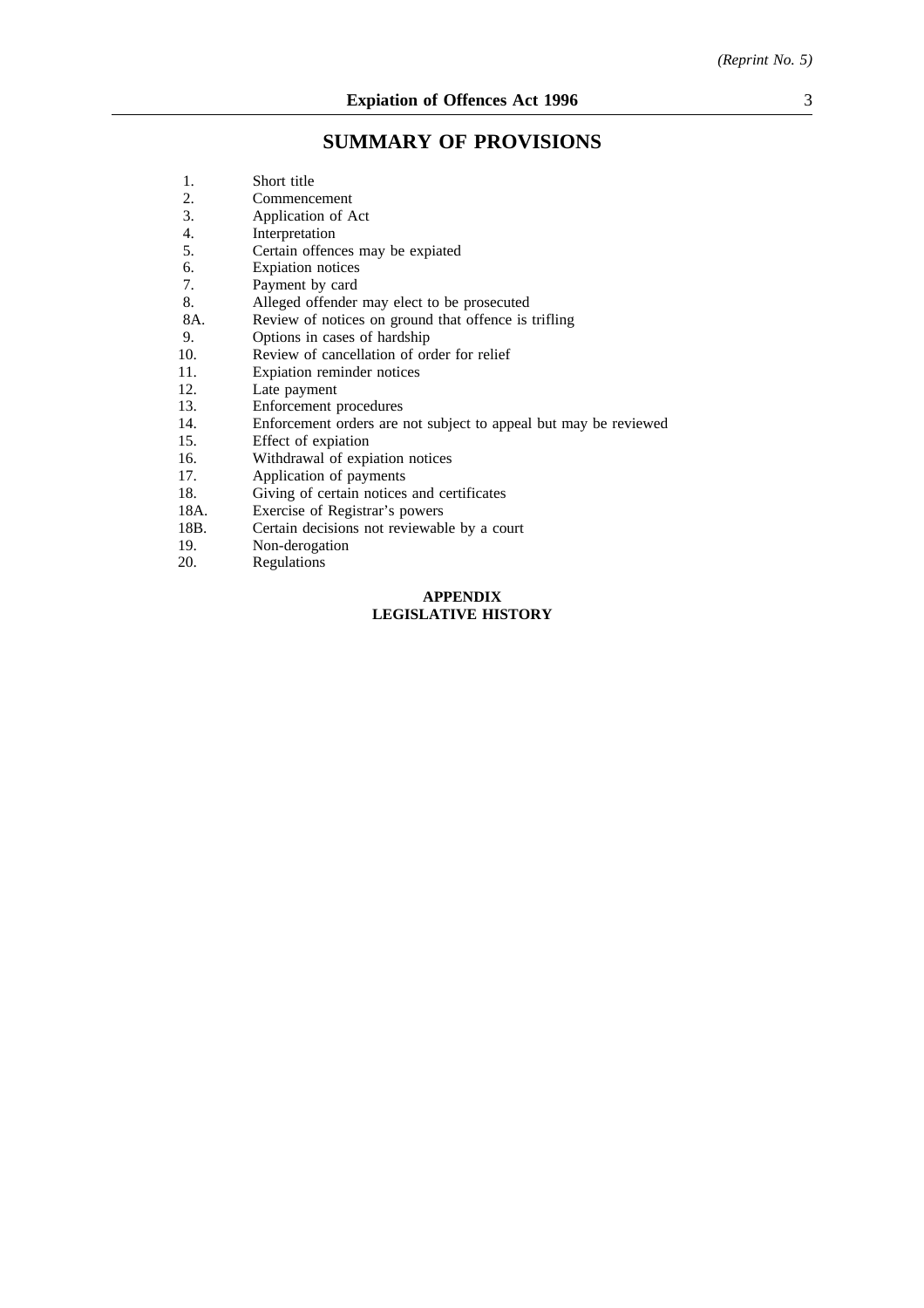# SUMMARY OF PROVISIONS

1. Short title
2. Commencement
3. Application of Act
4. Interpretation
5. Certain offences may be expiated
6. Expiation notices
7. Payment by card
8. Alleged offender may elect to be prosecuted

8A. Review of notices on ground that offence is trifling

9. Options in cases of hardship
10. Review of cancellation of order for relief
11. Expiation reminder notices
12. Late payment
13. Enforcement procedures
14. Enforcement orders are not subject to appeal but may be reviewed
15. Effect of expiation
16. Withdrawal of expiation notices
17. Application of payments
18. Giving of certain notices and certificates

18A. Exercise of Registrar's powers

18B. Certain decisions not reviewable by a court

19. Non-derogation
20. Regulations

**APPENDIX**
**LEGISLATIVE HISTORY**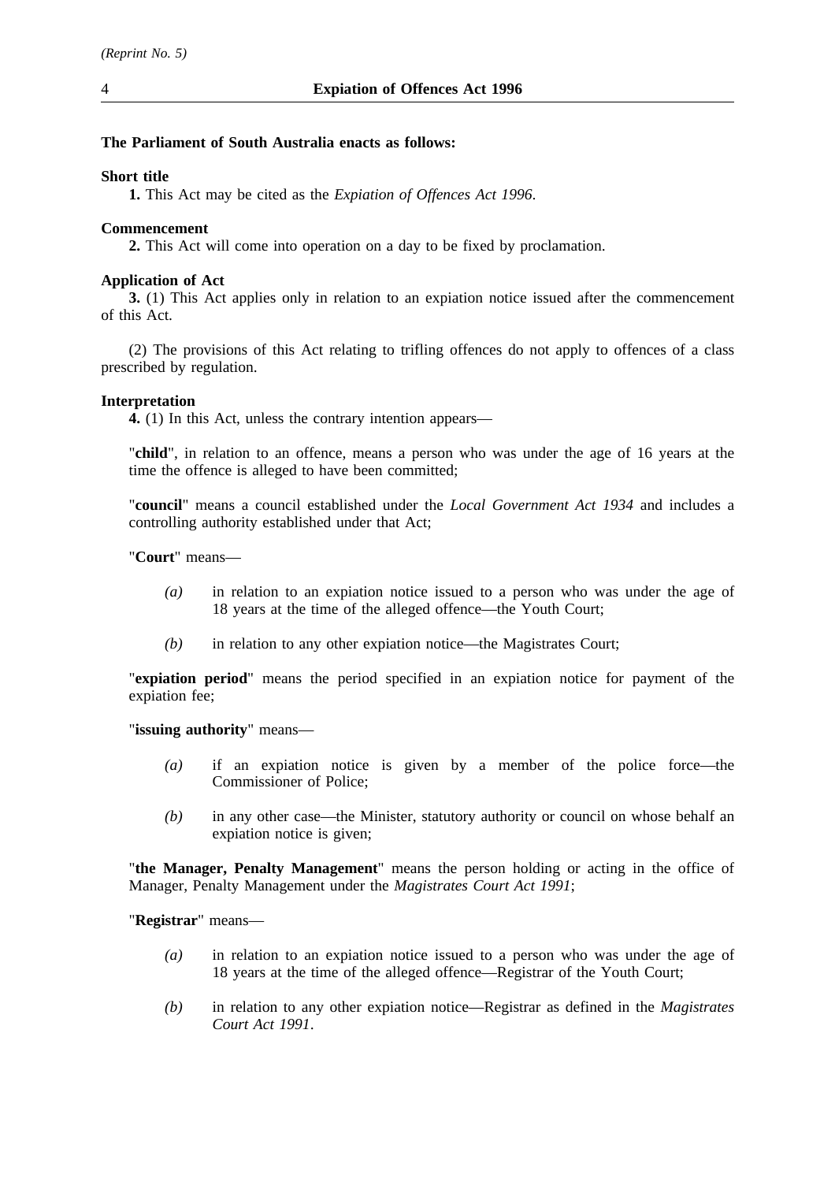**The Parliament of South Australia enacts as follows:**

**Short title**

**1.** This Act may be cited as the *Expiation of Offences Act 1996*.

**Commencement**

**2.** This Act will come into operation on a day to be fixed by proclamation.

**Application of Act**

**3.** (1) This Act applies only in relation to an expiation notice issued after the commencement of this Act.

(2) The provisions of this Act relating to trifling offences do not apply to offences of a class prescribed by regulation.

**Interpretation**

**4.** (1) In this Act, unless the contrary intention appears—

"**child**", in relation to an offence, means a person who was under the age of 16 years at the time the offence is alleged to have been committed;

"**council**" means a council established under the *Local Government Act 1934* and includes a controlling authority established under that Act;

"**Court**" means—

*(a)* in relation to an expiation notice issued to a person who was under the age of 18 years at the time of the alleged offence—the Youth Court;

*(b)* in relation to any other expiation notice—the Magistrates Court;

"**expiation period**" means the period specified in an expiation notice for payment of the expiation fee;

"**issuing authority**" means—

*(a)* if an expiation notice is given by a member of the police force—the Commissioner of Police;

*(b)* in any other case—the Minister, statutory authority or council on whose behalf an expiation notice is given;

"**the Manager, Penalty Management**" means the person holding or acting in the office of Manager, Penalty Management under the *Magistrates Court Act 1991*;

"**Registrar**" means—

*(a)* in relation to an expiation notice issued to a person who was under the age of 18 years at the time of the alleged offence—Registrar of the Youth Court;

*(b)* in relation to any other expiation notice—Registrar as defined in the *Magistrates Court Act 1991*.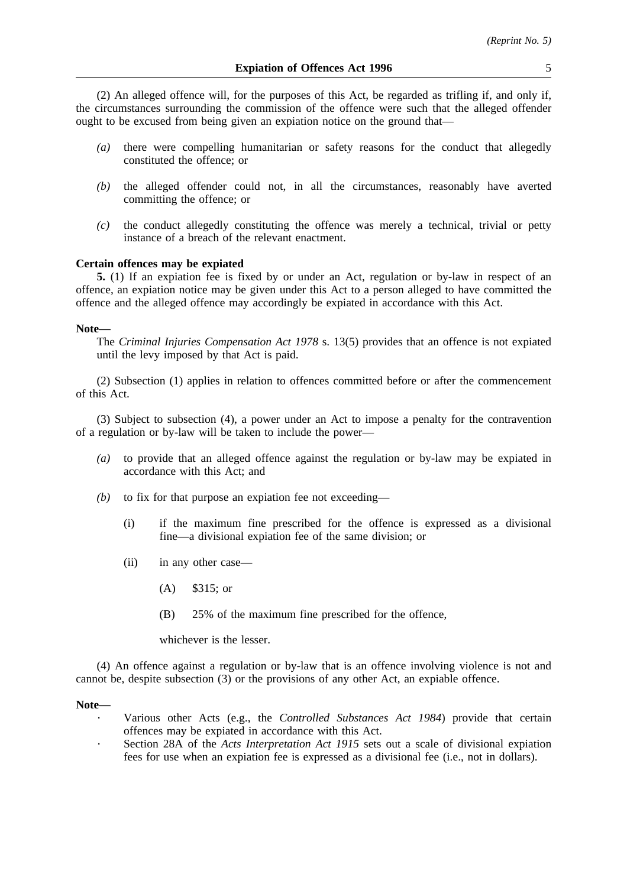(2) An alleged offence will, for the purposes of this Act, be regarded as trifling if, and only if, the circumstances surrounding the commission of the offence were such that the alleged offender ought to be excused from being given an expiation notice on the ground that—

*(a)* there were compelling humanitarian or safety reasons for the conduct that allegedly constituted the offence; or

*(b)* the alleged offender could not, in all the circumstances, reasonably have averted committing the offence; or

*(c)* the conduct allegedly constituting the offence was merely a technical, trivial or petty instance of a breach of the relevant enactment.

**Certain offences may be expiated**

**5.** (1) If an expiation fee is fixed by or under an Act, regulation or by-law in respect of an offence, an expiation notice may be given under this Act to a person alleged to have committed the offence and the alleged offence may accordingly be expiated in accordance with this Act.

**Note—**

The *Criminal Injuries Compensation Act 1978* s. 13(5) provides that an offence is not expiated until the levy imposed by that Act is paid.

(2) Subsection (1) applies in relation to offences committed before or after the commencement of this Act.

(3) Subject to subsection (4), a power under an Act to impose a penalty for the contravention of a regulation or by-law will be taken to include the power—

*(a)* to provide that an alleged offence against the regulation or by-law may be expiated in accordance with this Act; and

*(b)* to fix for that purpose an expiation fee not exceeding—

(i) if the maximum fine prescribed for the offence is expressed as a divisional fine—a divisional expiation fee of the same division; or

(ii) in any other case—

(A) $315; or

(B) 25% of the maximum fine prescribed for the offence,

whichever is the lesser.

(4) An offence against a regulation or by-law that is an offence involving violence is not and cannot be, despite subsection (3) or the provisions of any other Act, an expiable offence.

**Note—**

- Various other Acts (e.g., the *Controlled Substances Act 1984*) provide that certain offences may be expiated in accordance with this Act.
- Section 28A of the *Acts Interpretation Act 1915* sets out a scale of divisional expiation fees for use when an expiation fee is expressed as a divisional fee (i.e., not in dollars).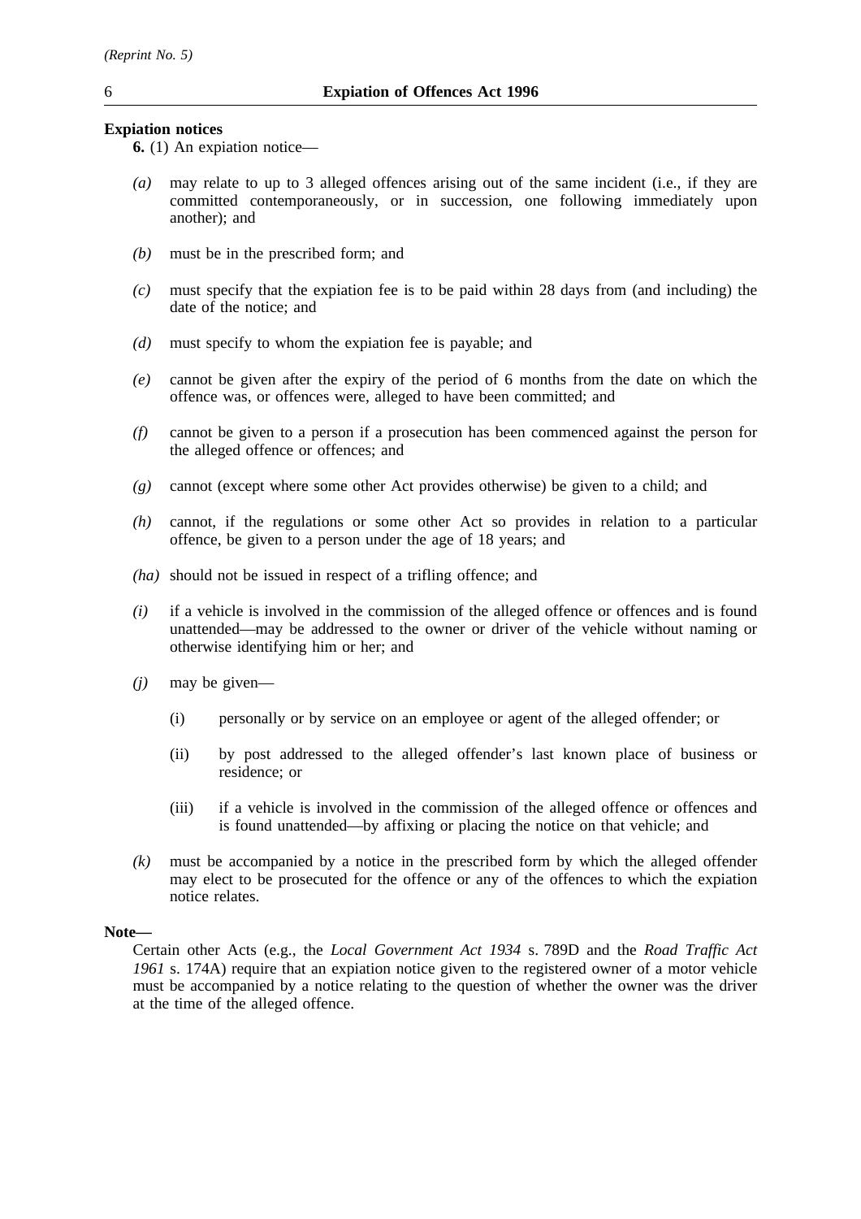**Expiation notices**

**6.** (1) An expiation notice—

*(a)* may relate to up to 3 alleged offences arising out of the same incident (i.e., if they are committed contemporaneously, or in succession, one following immediately upon another); and

*(b)* must be in the prescribed form; and

*(c)* must specify that the expiation fee is to be paid within 28 days from (and including) the date of the notice; and

*(d)* must specify to whom the expiation fee is payable; and

*(e)* cannot be given after the expiry of the period of 6 months from the date on which the offence was, or offences were, alleged to have been committed; and

*(f)* cannot be given to a person if a prosecution has been commenced against the person for the alleged offence or offences; and

*(g)* cannot (except where some other Act provides otherwise) be given to a child; and

*(h)* cannot, if the regulations or some other Act so provides in relation to a particular offence, be given to a person under the age of 18 years; and

*(ha)* should not be issued in respect of a trifling offence; and

*(i)* if a vehicle is involved in the commission of the alleged offence or offences and is found unattended—may be addressed to the owner or driver of the vehicle without naming or otherwise identifying him or her; and

*(j)* may be given—

(i) personally or by service on an employee or agent of the alleged offender; or

(ii) by post addressed to the alleged offender's last known place of business or residence; or

(iii) if a vehicle is involved in the commission of the alleged offence or offences and is found unattended—by affixing or placing the notice on that vehicle; and

*(k)* must be accompanied by a notice in the prescribed form by which the alleged offender may elect to be prosecuted for the offence or any of the offences to which the expiation notice relates.

**Note—**

Certain other Acts (e.g., the *Local Government Act 1934* s. 789D and the *Road Traffic Act 1961* s. 174A) require that an expiation notice given to the registered owner of a motor vehicle must be accompanied by a notice relating to the question of whether the owner was the driver at the time of the alleged offence.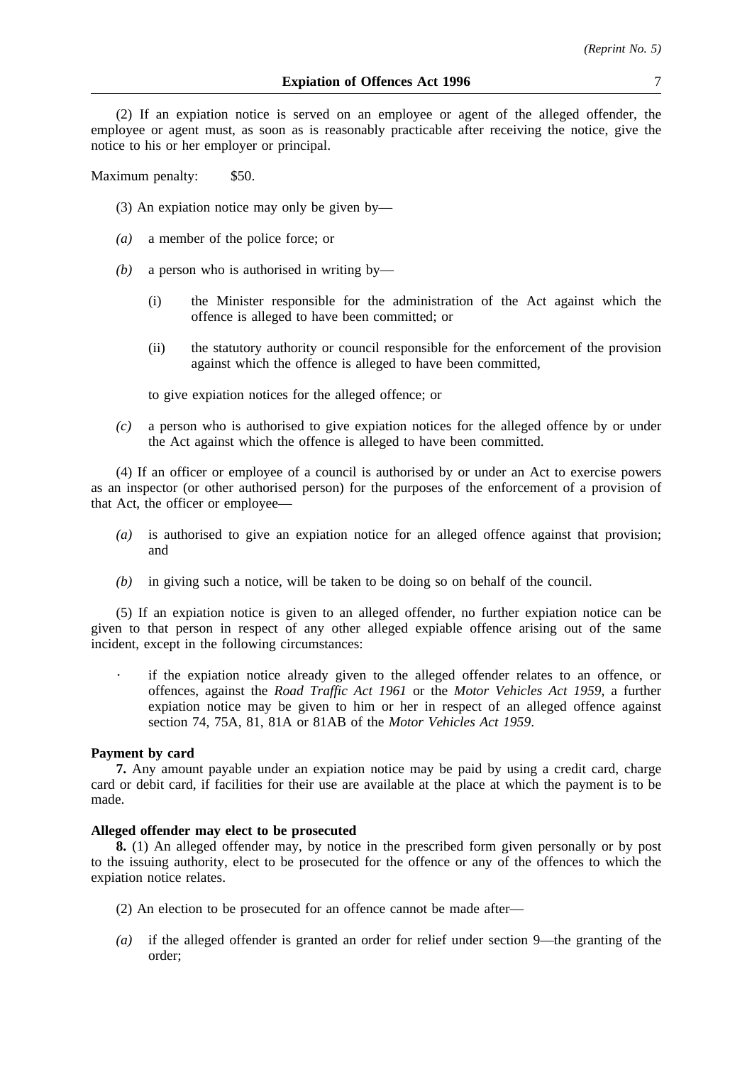(2) If an expiation notice is served on an employee or agent of the alleged offender, the employee or agent must, as soon as is reasonably practicable after receiving the notice, give the notice to his or her employer or principal.

Maximum penalty: $50.

(3) An expiation notice may only be given by—

*(a)* a member of the police force; or

*(b)* a person who is authorised in writing by—

(i) the Minister responsible for the administration of the Act against which the offence is alleged to have been committed; or

(ii) the statutory authority or council responsible for the enforcement of the provision against which the offence is alleged to have been committed,

to give expiation notices for the alleged offence; or

*(c)* a person who is authorised to give expiation notices for the alleged offence by or under the Act against which the offence is alleged to have been committed.

(4) If an officer or employee of a council is authorised by or under an Act to exercise powers as an inspector (or other authorised person) for the purposes of the enforcement of a provision of that Act, the officer or employee—

*(a)* is authorised to give an expiation notice for an alleged offence against that provision; and

*(b)* in giving such a notice, will be taken to be doing so on behalf of the council.

(5) If an expiation notice is given to an alleged offender, no further expiation notice can be given to that person in respect of any other alleged expiable offence arising out of the same incident, except in the following circumstances:

- if the expiation notice already given to the alleged offender relates to an offence, or offences, against the *Road Traffic Act 1961* or the *Motor Vehicles Act 1959*, a further expiation notice may be given to him or her in respect of an alleged offence against section 74, 75A, 81, 81A or 81AB of the *Motor Vehicles Act 1959*.

**Payment by card**

**7.** Any amount payable under an expiation notice may be paid by using a credit card, charge card or debit card, if facilities for their use are available at the place at which the payment is to be made.

**Alleged offender may elect to be prosecuted**

**8.** (1) An alleged offender may, by notice in the prescribed form given personally or by post to the issuing authority, elect to be prosecuted for the offence or any of the offences to which the expiation notice relates.

(2) An election to be prosecuted for an offence cannot be made after—

*(a)* if the alleged offender is granted an order for relief under section 9—the granting of the order;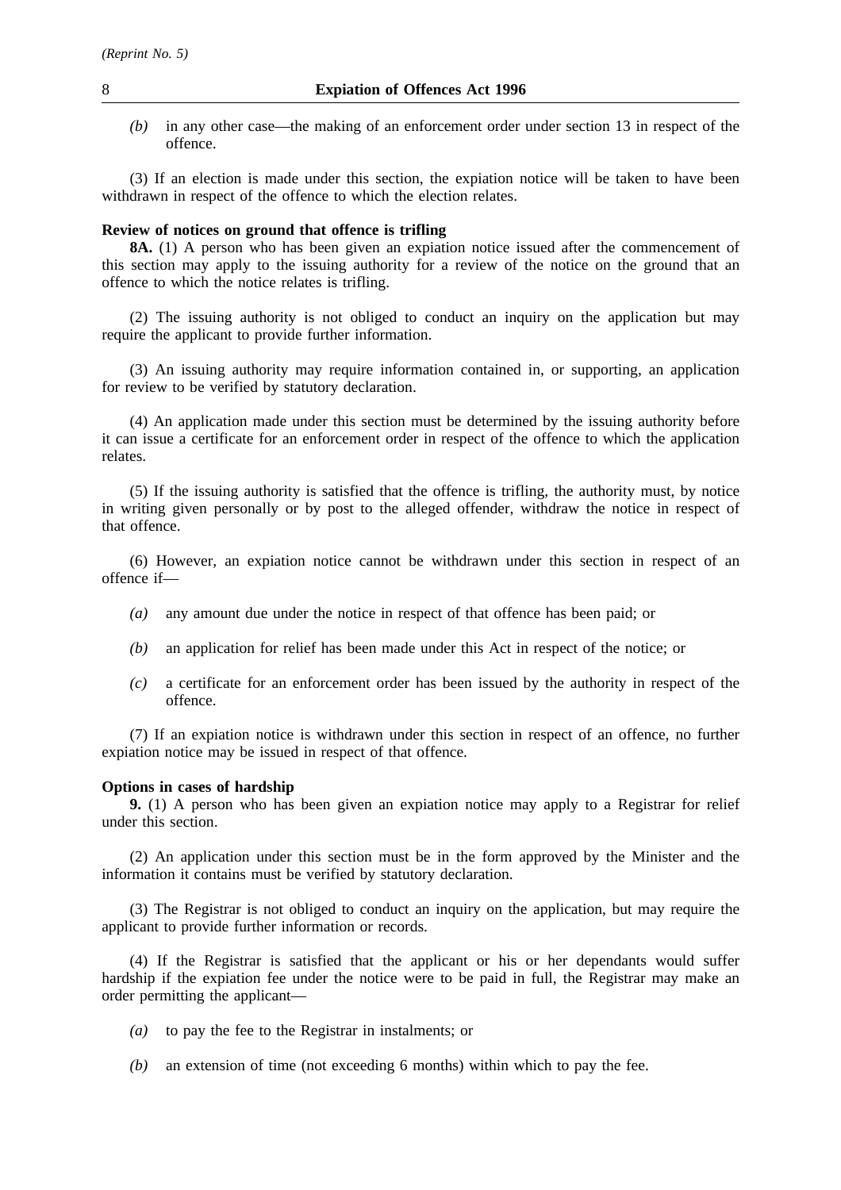*(b)* in any other case—the making of an enforcement order under section 13 in respect of the offence.

(3) If an election is made under this section, the expiation notice will be taken to have been withdrawn in respect of the offence to which the election relates.

**Review of notices on ground that offence is trifling**

**8A.** (1) A person who has been given an expiation notice issued after the commencement of this section may apply to the issuing authority for a review of the notice on the ground that an offence to which the notice relates is trifling.

(2) The issuing authority is not obliged to conduct an inquiry on the application but may require the applicant to provide further information.

(3) An issuing authority may require information contained in, or supporting, an application for review to be verified by statutory declaration.

(4) An application made under this section must be determined by the issuing authority before it can issue a certificate for an enforcement order in respect of the offence to which the application relates.

(5) If the issuing authority is satisfied that the offence is trifling, the authority must, by notice in writing given personally or by post to the alleged offender, withdraw the notice in respect of that offence.

(6) However, an expiation notice cannot be withdrawn under this section in respect of an offence if—

*(a)* any amount due under the notice in respect of that offence has been paid; or

*(b)* an application for relief has been made under this Act in respect of the notice; or

*(c)* a certificate for an enforcement order has been issued by the authority in respect of the offence.

(7) If an expiation notice is withdrawn under this section in respect of an offence, no further expiation notice may be issued in respect of that offence.

**Options in cases of hardship**

**9.** (1) A person who has been given an expiation notice may apply to a Registrar for relief under this section.

(2) An application under this section must be in the form approved by the Minister and the information it contains must be verified by statutory declaration.

(3) The Registrar is not obliged to conduct an inquiry on the application, but may require the applicant to provide further information or records.

(4) If the Registrar is satisfied that the applicant or his or her dependants would suffer hardship if the expiation fee under the notice were to be paid in full, the Registrar may make an order permitting the applicant—

*(a)* to pay the fee to the Registrar in instalments; or

*(b)* an extension of time (not exceeding 6 months) within which to pay the fee.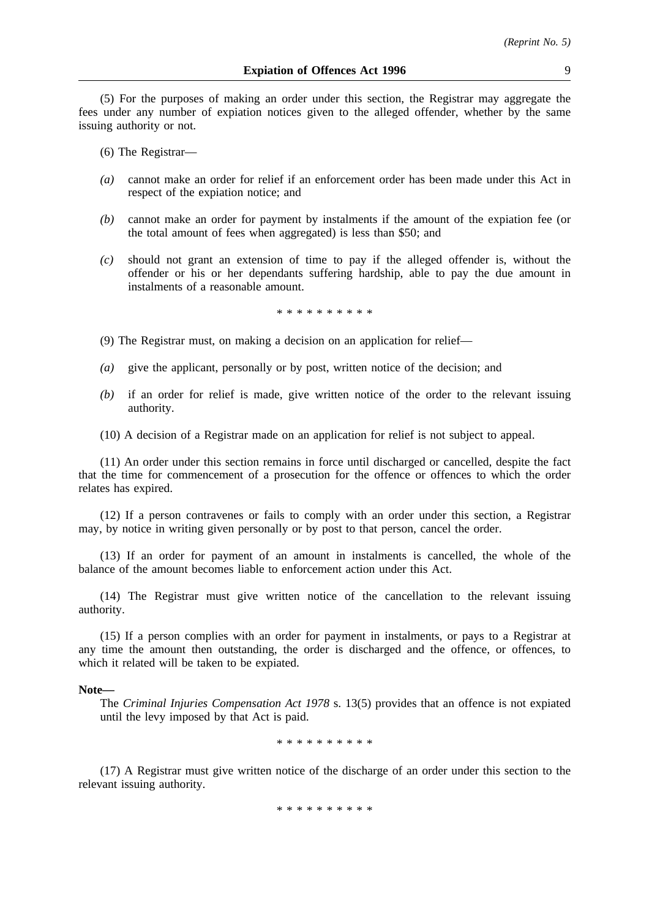(5) For the purposes of making an order under this section, the Registrar may aggregate the fees under any number of expiation notices given to the alleged offender, whether by the same issuing authority or not.

(6) The Registrar—

*(a)* cannot make an order for relief if an enforcement order has been made under this Act in respect of the expiation notice; and

*(b)* cannot make an order for payment by instalments if the amount of the expiation fee (or the total amount of fees when aggregated) is less than $50; and

*(c)* should not grant an extension of time to pay if the alleged offender is, without the offender or his or her dependants suffering hardship, able to pay the due amount in instalments of a reasonable amount.

\* \* \* \* \* \* \* \* \* \*

(9) The Registrar must, on making a decision on an application for relief—

*(a)* give the applicant, personally or by post, written notice of the decision; and

*(b)* if an order for relief is made, give written notice of the order to the relevant issuing authority.

(10) A decision of a Registrar made on an application for relief is not subject to appeal.

(11) An order under this section remains in force until discharged or cancelled, despite the fact that the time for commencement of a prosecution for the offence or offences to which the order relates has expired.

(12) If a person contravenes or fails to comply with an order under this section, a Registrar may, by notice in writing given personally or by post to that person, cancel the order.

(13) If an order for payment of an amount in instalments is cancelled, the whole of the balance of the amount becomes liable to enforcement action under this Act.

(14) The Registrar must give written notice of the cancellation to the relevant issuing authority.

(15) If a person complies with an order for payment in instalments, or pays to a Registrar at any time the amount then outstanding, the order is discharged and the offence, or offences, to which it related will be taken to be expiated.

**Note—**

The *Criminal Injuries Compensation Act 1978* s. 13(5) provides that an offence is not expiated until the levy imposed by that Act is paid.

\* \* \* \* \* \* \* \* \* \*

(17) A Registrar must give written notice of the discharge of an order under this section to the relevant issuing authority.

\* \* \* \* \* \* \* \* \* \*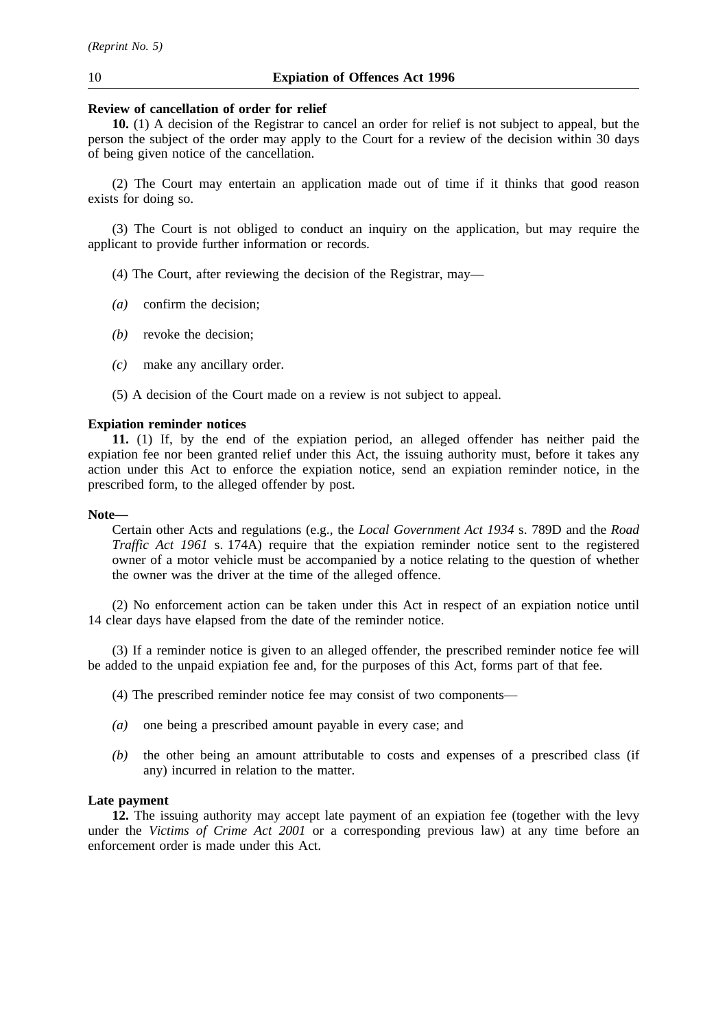**Review of cancellation of order for relief**

**10.** (1) A decision of the Registrar to cancel an order for relief is not subject to appeal, but the person the subject of the order may apply to the Court for a review of the decision within 30 days of being given notice of the cancellation.

(2) The Court may entertain an application made out of time if it thinks that good reason exists for doing so.

(3) The Court is not obliged to conduct an inquiry on the application, but may require the applicant to provide further information or records.

(4) The Court, after reviewing the decision of the Registrar, may—

*(a)* confirm the decision;

*(b)* revoke the decision;

*(c)* make any ancillary order.

(5) A decision of the Court made on a review is not subject to appeal.

**Expiation reminder notices**

**11.** (1) If, by the end of the expiation period, an alleged offender has neither paid the expiation fee nor been granted relief under this Act, the issuing authority must, before it takes any action under this Act to enforce the expiation notice, send an expiation reminder notice, in the prescribed form, to the alleged offender by post.

**Note—**

Certain other Acts and regulations (e.g., the *Local Government Act 1934* s. 789D and the *Road Traffic Act 1961* s. 174A) require that the expiation reminder notice sent to the registered owner of a motor vehicle must be accompanied by a notice relating to the question of whether the owner was the driver at the time of the alleged offence.

(2) No enforcement action can be taken under this Act in respect of an expiation notice until 14 clear days have elapsed from the date of the reminder notice.

(3) If a reminder notice is given to an alleged offender, the prescribed reminder notice fee will be added to the unpaid expiation fee and, for the purposes of this Act, forms part of that fee.

(4) The prescribed reminder notice fee may consist of two components—

*(a)* one being a prescribed amount payable in every case; and

*(b)* the other being an amount attributable to costs and expenses of a prescribed class (if any) incurred in relation to the matter.

**Late payment**

**12.** The issuing authority may accept late payment of an expiation fee (together with the levy under the *Victims of Crime Act 2001* or a corresponding previous law) at any time before an enforcement order is made under this Act.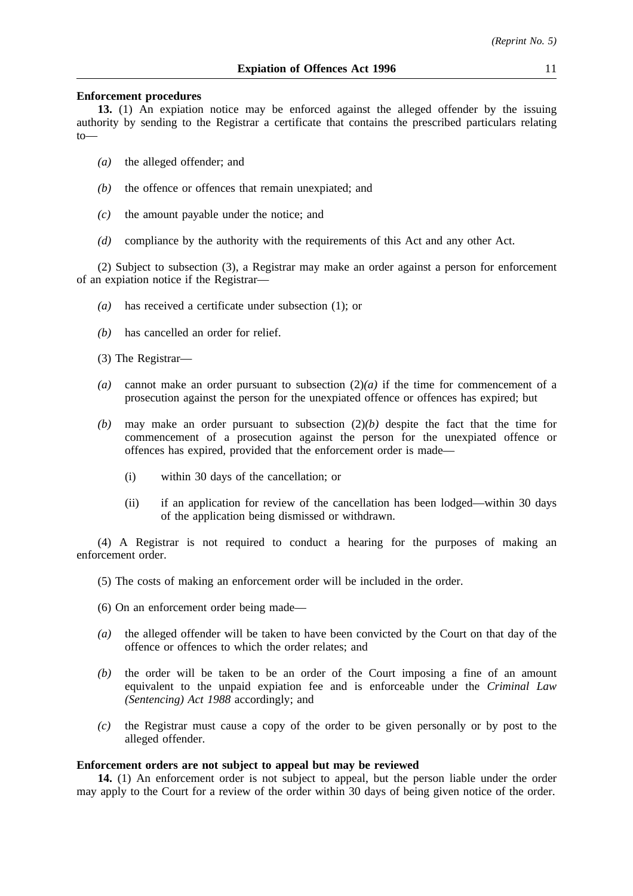**Enforcement procedures**

**13.** (1) An expiation notice may be enforced against the alleged offender by the issuing authority by sending to the Registrar a certificate that contains the prescribed particulars relating to—

*(a)* the alleged offender; and

*(b)* the offence or offences that remain unexpiated; and

*(c)* the amount payable under the notice; and

*(d)* compliance by the authority with the requirements of this Act and any other Act.

(2) Subject to subsection (3), a Registrar may make an order against a person for enforcement of an expiation notice if the Registrar—

*(a)* has received a certificate under subsection (1); or

*(b)* has cancelled an order for relief.

(3) The Registrar—

*(a)* cannot make an order pursuant to subsection (2)*(a)* if the time for commencement of a prosecution against the person for the unexpiated offence or offences has expired; but

*(b)* may make an order pursuant to subsection (2)*(b)* despite the fact that the time for commencement of a prosecution against the person for the unexpiated offence or offences has expired, provided that the enforcement order is made—

(i) within 30 days of the cancellation; or

(ii) if an application for review of the cancellation has been lodged—within 30 days of the application being dismissed or withdrawn.

(4) A Registrar is not required to conduct a hearing for the purposes of making an enforcement order.

(5) The costs of making an enforcement order will be included in the order.

(6) On an enforcement order being made—

*(a)* the alleged offender will be taken to have been convicted by the Court on that day of the offence or offences to which the order relates; and

*(b)* the order will be taken to be an order of the Court imposing a fine of an amount equivalent to the unpaid expiation fee and is enforceable under the *Criminal Law (Sentencing) Act 1988* accordingly; and

*(c)* the Registrar must cause a copy of the order to be given personally or by post to the alleged offender.

**Enforcement orders are not subject to appeal but may be reviewed**

**14.** (1) An enforcement order is not subject to appeal, but the person liable under the order may apply to the Court for a review of the order within 30 days of being given notice of the order.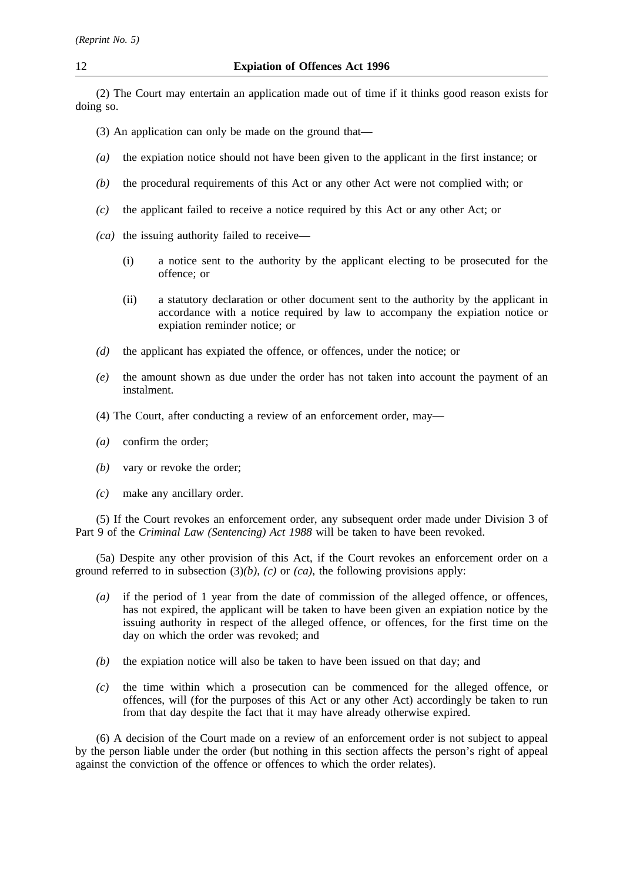(2) The Court may entertain an application made out of time if it thinks good reason exists for doing so.

(3) An application can only be made on the ground that—

*(a)* the expiation notice should not have been given to the applicant in the first instance; or

*(b)* the procedural requirements of this Act or any other Act were not complied with; or

*(c)* the applicant failed to receive a notice required by this Act or any other Act; or

*(ca)* the issuing authority failed to receive—

(i) a notice sent to the authority by the applicant electing to be prosecuted for the offence; or

(ii) a statutory declaration or other document sent to the authority by the applicant in accordance with a notice required by law to accompany the expiation notice or expiation reminder notice; or

*(d)* the applicant has expiated the offence, or offences, under the notice; or

*(e)* the amount shown as due under the order has not taken into account the payment of an instalment.

(4) The Court, after conducting a review of an enforcement order, may—

*(a)* confirm the order;

*(b)* vary or revoke the order;

*(c)* make any ancillary order.

(5) If the Court revokes an enforcement order, any subsequent order made under Division 3 of Part 9 of the *Criminal Law (Sentencing) Act 1988* will be taken to have been revoked.

(5a) Despite any other provision of this Act, if the Court revokes an enforcement order on a ground referred to in subsection (3)*(b)*, *(c)* or *(ca)*, the following provisions apply:

*(a)* if the period of 1 year from the date of commission of the alleged offence, or offences, has not expired, the applicant will be taken to have been given an expiation notice by the issuing authority in respect of the alleged offence, or offences, for the first time on the day on which the order was revoked; and

*(b)* the expiation notice will also be taken to have been issued on that day; and

*(c)* the time within which a prosecution can be commenced for the alleged offence, or offences, will (for the purposes of this Act or any other Act) accordingly be taken to run from that day despite the fact that it may have already otherwise expired.

(6) A decision of the Court made on a review of an enforcement order is not subject to appeal by the person liable under the order (but nothing in this section affects the person's right of appeal against the conviction of the offence or offences to which the order relates).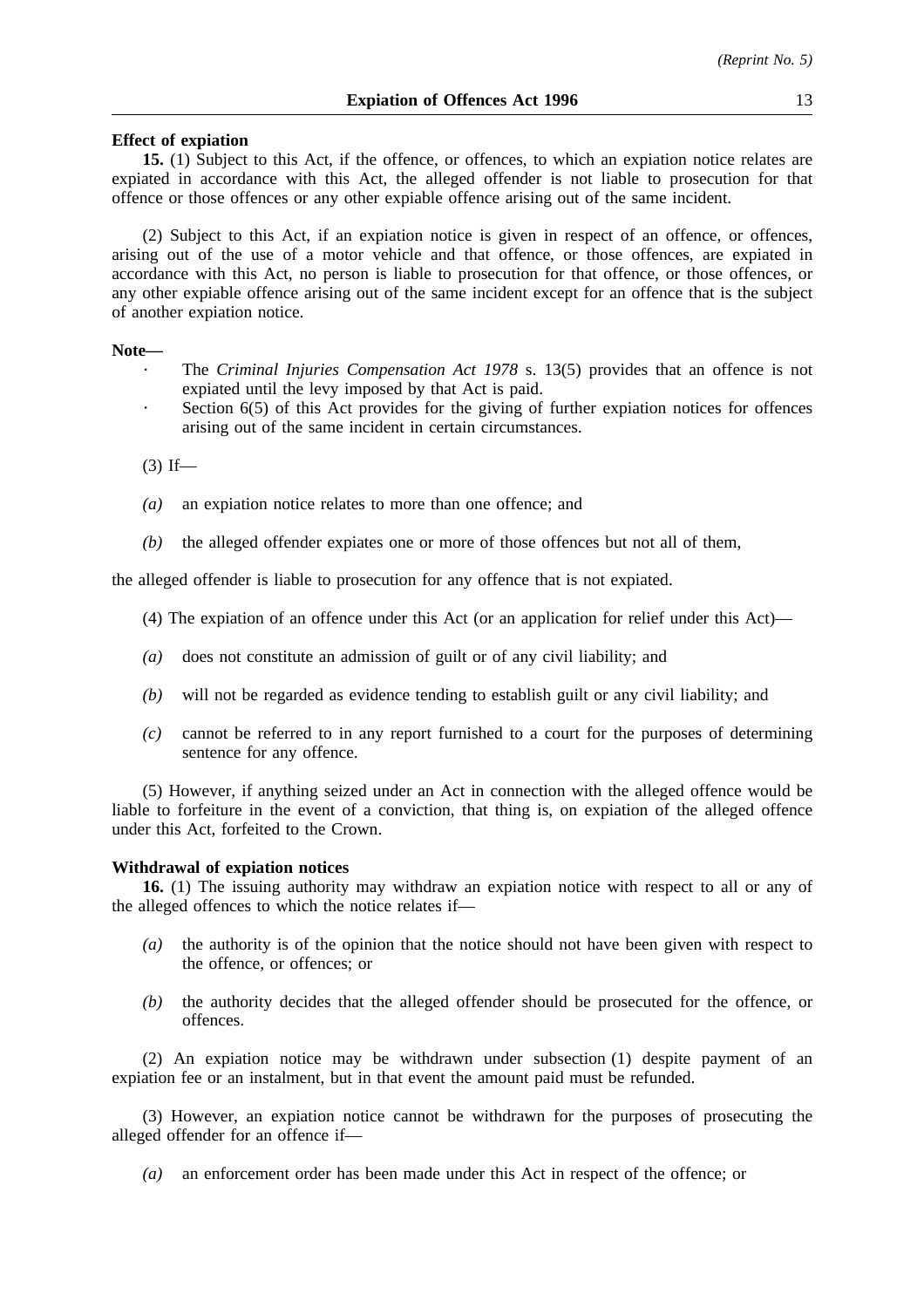**Effect of expiation**

**15.** (1) Subject to this Act, if the offence, or offences, to which an expiation notice relates are expiated in accordance with this Act, the alleged offender is not liable to prosecution for that offence or those offences or any other expiable offence arising out of the same incident.

(2) Subject to this Act, if an expiation notice is given in respect of an offence, or offences, arising out of the use of a motor vehicle and that offence, or those offences, are expiated in accordance with this Act, no person is liable to prosecution for that offence, or those offences, or any other expiable offence arising out of the same incident except for an offence that is the subject of another expiation notice.

**Note—**

- The *Criminal Injuries Compensation Act 1978* s. 13(5) provides that an offence is not expiated until the levy imposed by that Act is paid.
- Section 6(5) of this Act provides for the giving of further expiation notices for offences arising out of the same incident in certain circumstances.

(3) If—

*(a)* an expiation notice relates to more than one offence; and

*(b)* the alleged offender expiates one or more of those offences but not all of them,

the alleged offender is liable to prosecution for any offence that is not expiated.

(4) The expiation of an offence under this Act (or an application for relief under this Act)—

*(a)* does not constitute an admission of guilt or of any civil liability; and

*(b)* will not be regarded as evidence tending to establish guilt or any civil liability; and

*(c)* cannot be referred to in any report furnished to a court for the purposes of determining sentence for any offence.

(5) However, if anything seized under an Act in connection with the alleged offence would be liable to forfeiture in the event of a conviction, that thing is, on expiation of the alleged offence under this Act, forfeited to the Crown.

**Withdrawal of expiation notices**

**16.** (1) The issuing authority may withdraw an expiation notice with respect to all or any of the alleged offences to which the notice relates if—

*(a)* the authority is of the opinion that the notice should not have been given with respect to the offence, or offences; or

*(b)* the authority decides that the alleged offender should be prosecuted for the offence, or offences.

(2) An expiation notice may be withdrawn under subsection (1) despite payment of an expiation fee or an instalment, but in that event the amount paid must be refunded.

(3) However, an expiation notice cannot be withdrawn for the purposes of prosecuting the alleged offender for an offence if—

*(a)* an enforcement order has been made under this Act in respect of the offence; or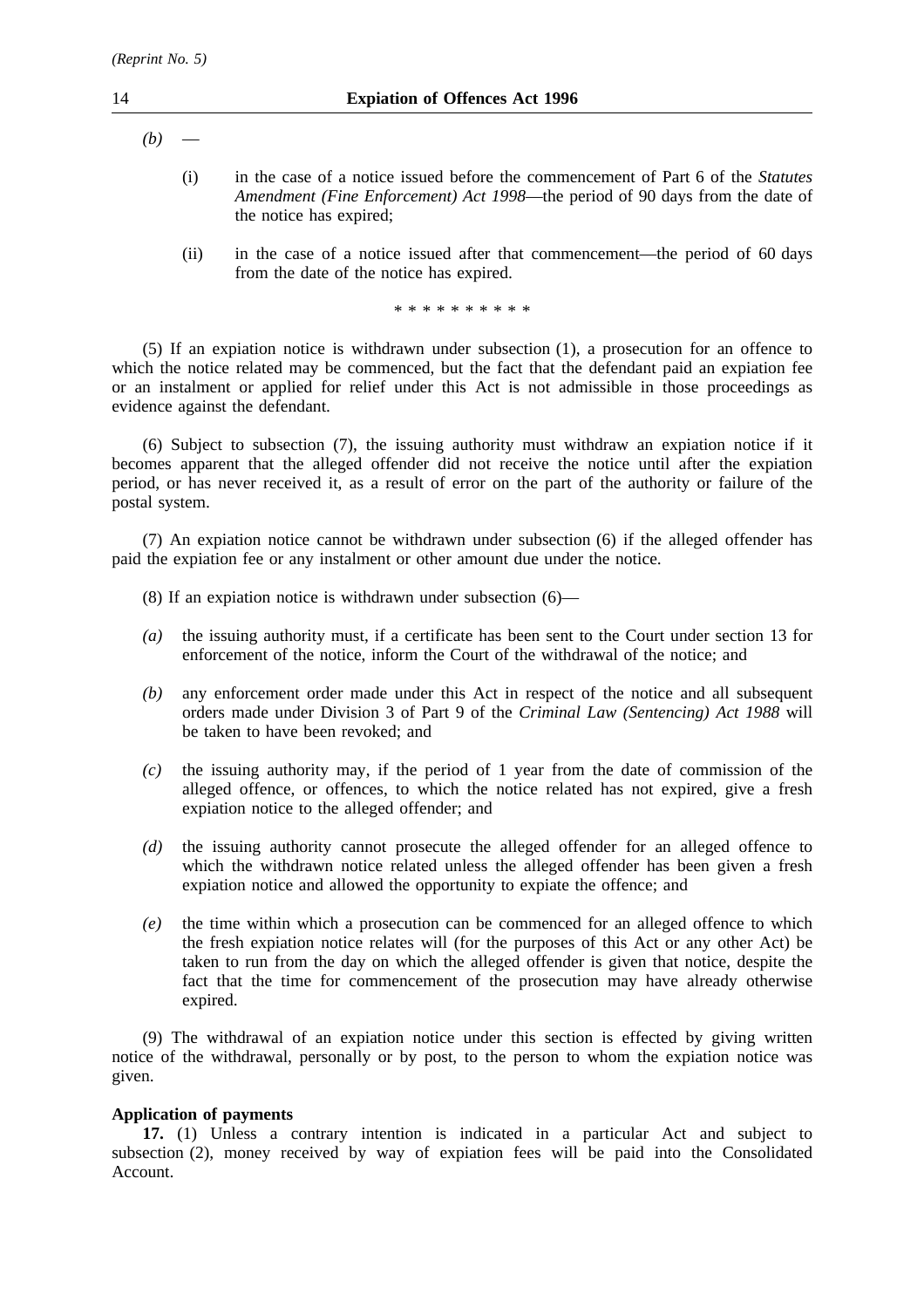*(b)* —

(i) in the case of a notice issued before the commencement of Part 6 of the *Statutes Amendment (Fine Enforcement) Act 1998*—the period of 90 days from the date of the notice has expired;

(ii) in the case of a notice issued after that commencement—the period of 60 days from the date of the notice has expired.

\* \* \* \* \* \* \* \* \* \*

(5) If an expiation notice is withdrawn under subsection (1), a prosecution for an offence to which the notice related may be commenced, but the fact that the defendant paid an expiation fee or an instalment or applied for relief under this Act is not admissible in those proceedings as evidence against the defendant.

(6) Subject to subsection (7), the issuing authority must withdraw an expiation notice if it becomes apparent that the alleged offender did not receive the notice until after the expiation period, or has never received it, as a result of error on the part of the authority or failure of the postal system.

(7) An expiation notice cannot be withdrawn under subsection (6) if the alleged offender has paid the expiation fee or any instalment or other amount due under the notice.

(8) If an expiation notice is withdrawn under subsection (6)—

*(a)* the issuing authority must, if a certificate has been sent to the Court under section 13 for enforcement of the notice, inform the Court of the withdrawal of the notice; and

*(b)* any enforcement order made under this Act in respect of the notice and all subsequent orders made under Division 3 of Part 9 of the *Criminal Law (Sentencing) Act 1988* will be taken to have been revoked; and

*(c)* the issuing authority may, if the period of 1 year from the date of commission of the alleged offence, or offences, to which the notice related has not expired, give a fresh expiation notice to the alleged offender; and

*(d)* the issuing authority cannot prosecute the alleged offender for an alleged offence to which the withdrawn notice related unless the alleged offender has been given a fresh expiation notice and allowed the opportunity to expiate the offence; and

*(e)* the time within which a prosecution can be commenced for an alleged offence to which the fresh expiation notice relates will (for the purposes of this Act or any other Act) be taken to run from the day on which the alleged offender is given that notice, despite the fact that the time for commencement of the prosecution may have already otherwise expired.

(9) The withdrawal of an expiation notice under this section is effected by giving written notice of the withdrawal, personally or by post, to the person to whom the expiation notice was given.

**Application of payments**

**17.** (1) Unless a contrary intention is indicated in a particular Act and subject to subsection (2), money received by way of expiation fees will be paid into the Consolidated Account.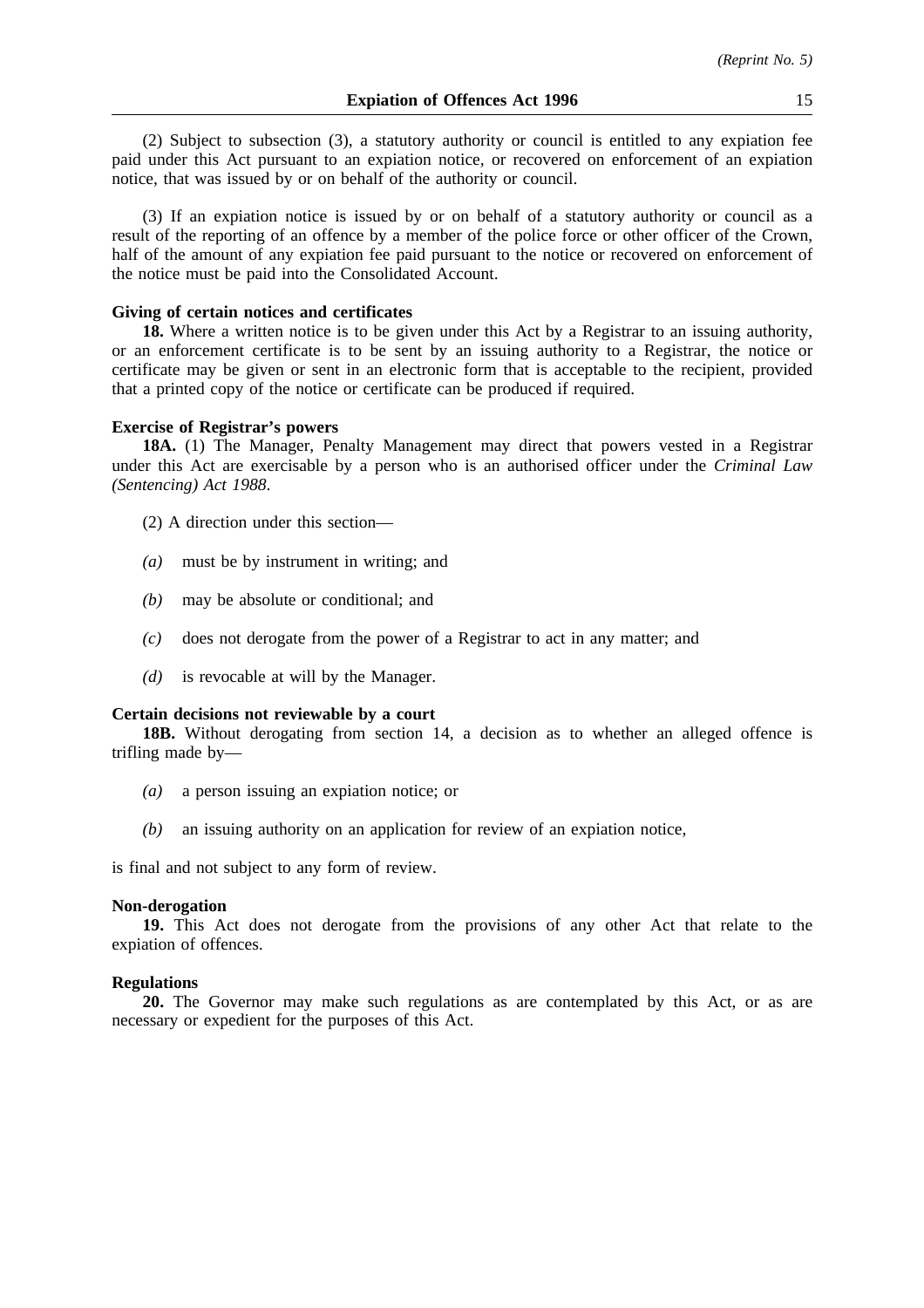(2) Subject to subsection (3), a statutory authority or council is entitled to any expiation fee paid under this Act pursuant to an expiation notice, or recovered on enforcement of an expiation notice, that was issued by or on behalf of the authority or council.

(3) If an expiation notice is issued by or on behalf of a statutory authority or council as a result of the reporting of an offence by a member of the police force or other officer of the Crown, half of the amount of any expiation fee paid pursuant to the notice or recovered on enforcement of the notice must be paid into the Consolidated Account.

**Giving of certain notices and certificates**

**18.** Where a written notice is to be given under this Act by a Registrar to an issuing authority, or an enforcement certificate is to be sent by an issuing authority to a Registrar, the notice or certificate may be given or sent in an electronic form that is acceptable to the recipient, provided that a printed copy of the notice or certificate can be produced if required.

**Exercise of Registrar's powers**

**18A.** (1) The Manager, Penalty Management may direct that powers vested in a Registrar under this Act are exercisable by a person who is an authorised officer under the *Criminal Law (Sentencing) Act 1988*.

(2) A direction under this section—

- *(a)* must be by instrument in writing; and
- *(b)* may be absolute or conditional; and
- *(c)* does not derogate from the power of a Registrar to act in any matter; and
- *(d)* is revocable at will by the Manager.

**Certain decisions not reviewable by a court**

**18B.** Without derogating from section 14, a decision as to whether an alleged offence is trifling made by—

- *(a)* a person issuing an expiation notice; or
- *(b)* an issuing authority on an application for review of an expiation notice,

is final and not subject to any form of review.

**Non-derogation**

**19.** This Act does not derogate from the provisions of any other Act that relate to the expiation of offences.

**Regulations**

**20.** The Governor may make such regulations as are contemplated by this Act, or as are necessary or expedient for the purposes of this Act.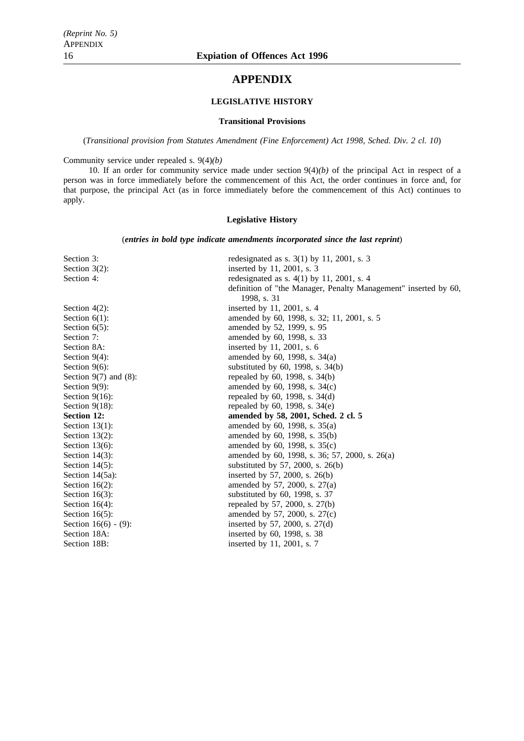# APPENDIX

## LEGISLATIVE HISTORY

### Transitional Provisions

(*Transitional provision from Statutes Amendment (Fine Enforcement) Act 1998, Sched. Div. 2 cl. 10*)

Community service under repealed s. 9(4)*(b)*

10. If an order for community service made under section 9(4)*(b)* of the principal Act in respect of a person was in force immediately before the commencement of this Act, the order continues in force and, for that purpose, the principal Act (as in force immediately before the commencement of this Act) continues to apply.

### Legislative History

(***entries in bold type indicate amendments incorporated since the last reprint***)

| | |
|---|---|
| Section 3: | redesignated as s. 3(1) by 11, 2001, s. 3 |
| Section 3(2): | inserted by 11, 2001, s. 3 |
| Section 4: | redesignated as s. 4(1) by 11, 2001, s. 4 |
| | definition of "the Manager, Penalty Management" inserted by 60, 1998, s. 31 |
| Section 4(2): | inserted by 11, 2001, s. 4 |
| Section 6(1): | amended by 60, 1998, s. 32; 11, 2001, s. 5 |
| Section 6(5): | amended by 52, 1999, s. 95 |
| Section 7: | amended by 60, 1998, s. 33 |
| Section 8A: | inserted by 11, 2001, s. 6 |
| Section 9(4): | amended by 60, 1998, s. 34(a) |
| Section 9(6): | substituted by 60, 1998, s. 34(b) |
| Section 9(7) and (8): | repealed by 60, 1998, s. 34(b) |
| Section 9(9): | amended by 60, 1998, s. 34(c) |
| Section 9(16): | repealed by 60, 1998, s. 34(d) |
| Section 9(18): | repealed by 60, 1998, s. 34(e) |
| **Section 12:** | **amended by 58, 2001, Sched. 2 cl. 5** |
| Section 13(1): | amended by 60, 1998, s. 35(a) |
| Section 13(2): | amended by 60, 1998, s. 35(b) |
| Section 13(6): | amended by 60, 1998, s. 35(c) |
| Section 14(3): | amended by 60, 1998, s. 36; 57, 2000, s. 26(a) |
| Section 14(5): | substituted by 57, 2000, s. 26(b) |
| Section 14(5a): | inserted by 57, 2000, s. 26(b) |
| Section 16(2): | amended by 57, 2000, s. 27(a) |
| Section 16(3): | substituted by 60, 1998, s. 37 |
| Section 16(4): | repealed by 57, 2000, s. 27(b) |
| Section 16(5): | amended by 57, 2000, s. 27(c) |
| Section 16(6) - (9): | inserted by 57, 2000, s. 27(d) |
| Section 18A: | inserted by 60, 1998, s. 38 |
| Section 18B: | inserted by 11, 2001, s. 7 |